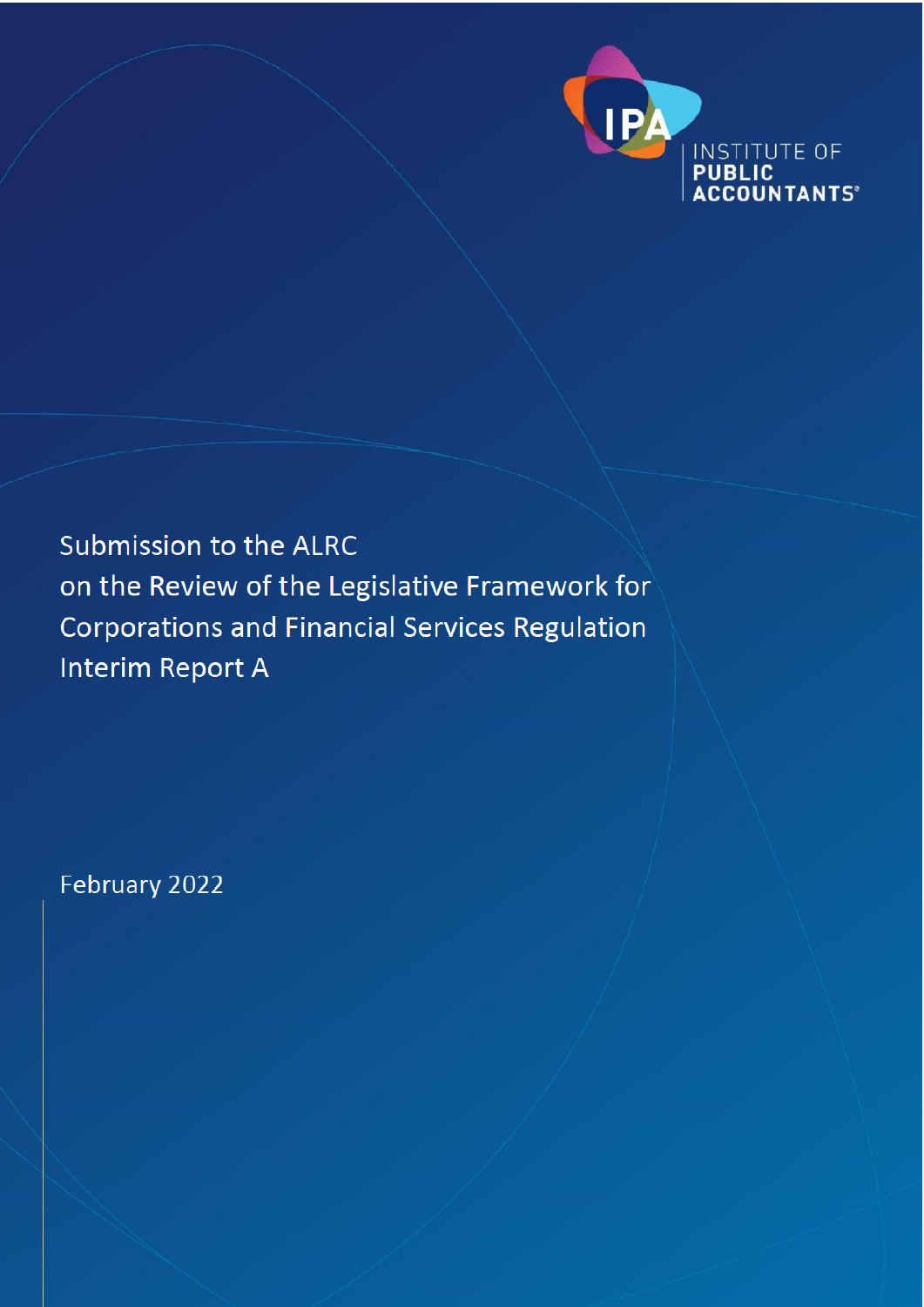INSTITUTE OF PUBLIC ACCOUNTANTS®

# Submission to the ALRC on the Review of the Legislative Framework for Corporations and Financial Services Regulation Interim Report A

February 2022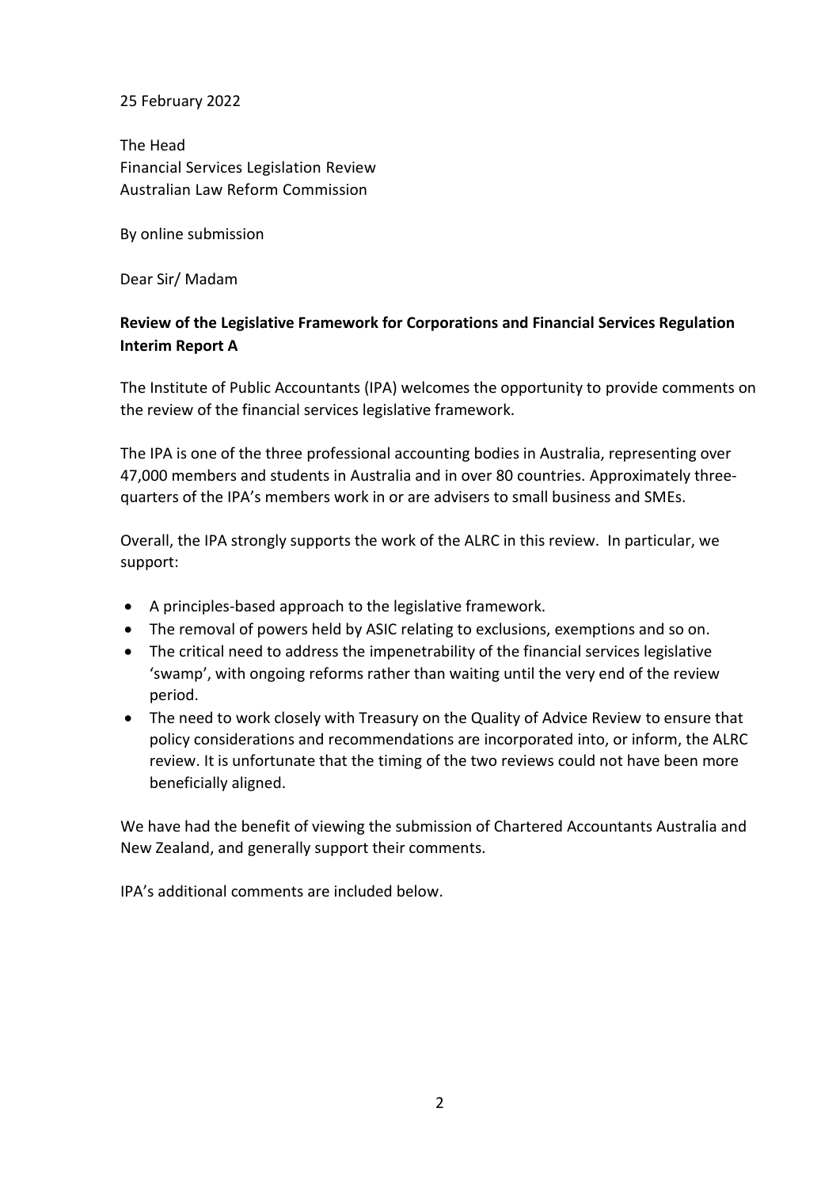25 February 2022

The Head
Financial Services Legislation Review
Australian Law Reform Commission

By online submission

Dear Sir/ Madam

**Review of the Legislative Framework for Corporations and Financial Services Regulation Interim Report A**

The Institute of Public Accountants (IPA) welcomes the opportunity to provide comments on the review of the financial services legislative framework.

The IPA is one of the three professional accounting bodies in Australia, representing over 47,000 members and students in Australia and in over 80 countries. Approximately three-quarters of the IPA's members work in or are advisers to small business and SMEs.

Overall, the IPA strongly supports the work of the ALRC in this review. In particular, we support:

- A principles-based approach to the legislative framework.
- The removal of powers held by ASIC relating to exclusions, exemptions and so on.
- The critical need to address the impenetrability of the financial services legislative 'swamp', with ongoing reforms rather than waiting until the very end of the review period.
- The need to work closely with Treasury on the Quality of Advice Review to ensure that policy considerations and recommendations are incorporated into, or inform, the ALRC review. It is unfortunate that the timing of the two reviews could not have been more beneficially aligned.

We have had the benefit of viewing the submission of Chartered Accountants Australia and New Zealand, and generally support their comments.

IPA's additional comments are included below.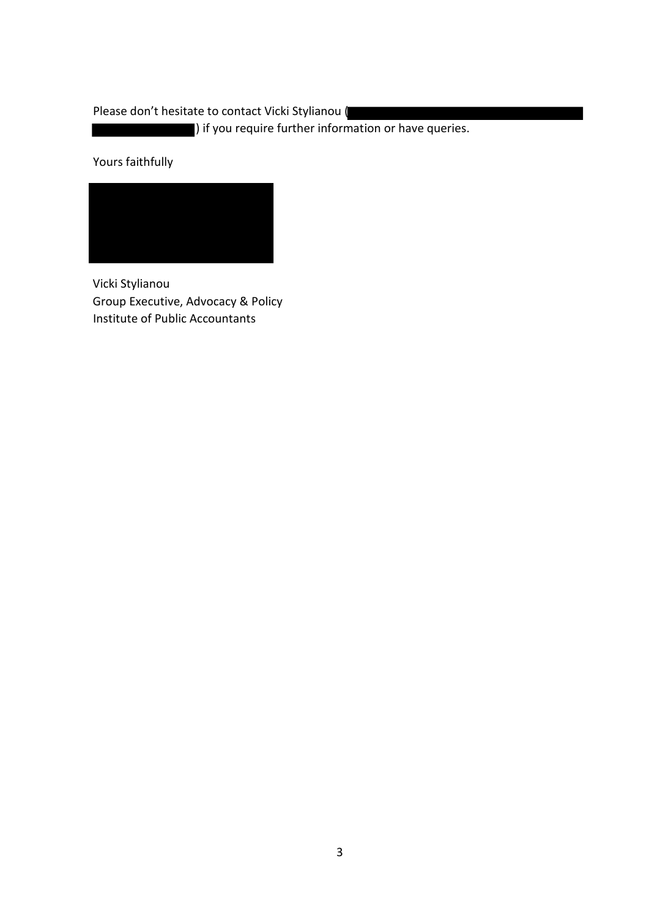Please don't hesitate to contact Vicki Stylianou (
) if you require further information or have queries.

Yours faithfully

Vicki Stylianou
Group Executive, Advocacy & Policy
Institute of Public Accountants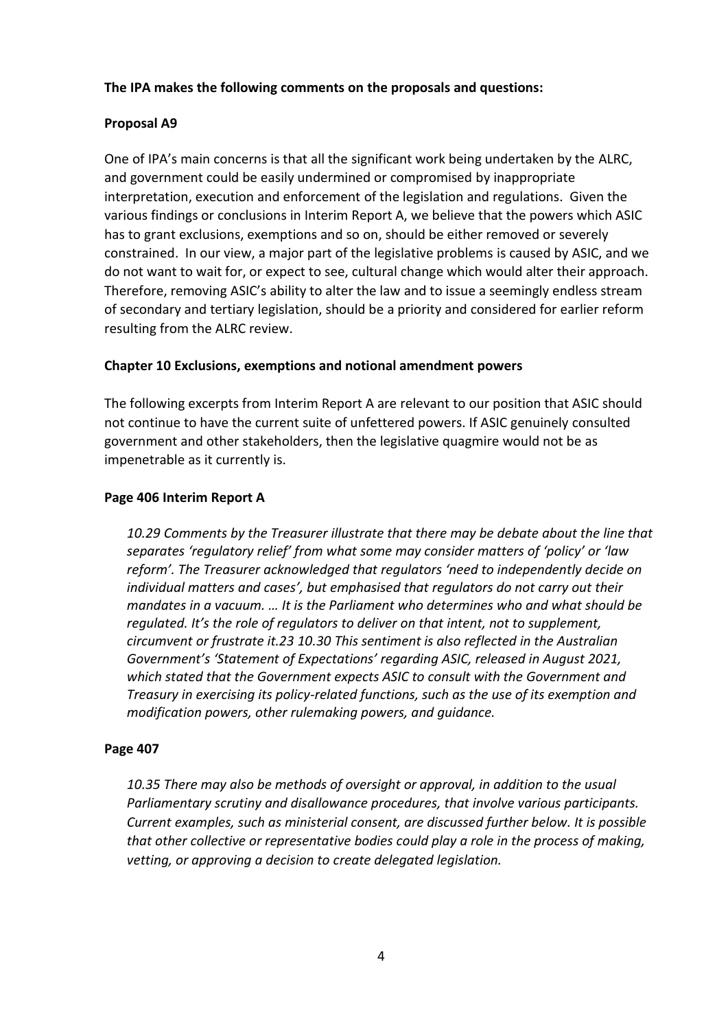**The IPA makes the following comments on the proposals and questions:**

**Proposal A9**

One of IPA's main concerns is that all the significant work being undertaken by the ALRC, and government could be easily undermined or compromised by inappropriate interpretation, execution and enforcement of the legislation and regulations. Given the various findings or conclusions in Interim Report A, we believe that the powers which ASIC has to grant exclusions, exemptions and so on, should be either removed or severely constrained. In our view, a major part of the legislative problems is caused by ASIC, and we do not want to wait for, or expect to see, cultural change which would alter their approach. Therefore, removing ASIC's ability to alter the law and to issue a seemingly endless stream of secondary and tertiary legislation, should be a priority and considered for earlier reform resulting from the ALRC review.

**Chapter 10 Exclusions, exemptions and notional amendment powers**

The following excerpts from Interim Report A are relevant to our position that ASIC should not continue to have the current suite of unfettered powers. If ASIC genuinely consulted government and other stakeholders, then the legislative quagmire would not be as impenetrable as it currently is.

**Page 406 Interim Report A**

> *10.29 Comments by the Treasurer illustrate that there may be debate about the line that separates 'regulatory relief' from what some may consider matters of 'policy' or 'law reform'. The Treasurer acknowledged that regulators 'need to independently decide on individual matters and cases', but emphasised that regulators do not carry out their mandates in a vacuum. … It is the Parliament who determines who and what should be regulated. It's the role of regulators to deliver on that intent, not to supplement, circumvent or frustrate it.23 10.30 This sentiment is also reflected in the Australian Government's 'Statement of Expectations' regarding ASIC, released in August 2021, which stated that the Government expects ASIC to consult with the Government and Treasury in exercising its policy-related functions, such as the use of its exemption and modification powers, other rulemaking powers, and guidance.*

**Page 407**

> *10.35 There may also be methods of oversight or approval, in addition to the usual Parliamentary scrutiny and disallowance procedures, that involve various participants. Current examples, such as ministerial consent, are discussed further below. It is possible that other collective or representative bodies could play a role in the process of making, vetting, or approving a decision to create delegated legislation.*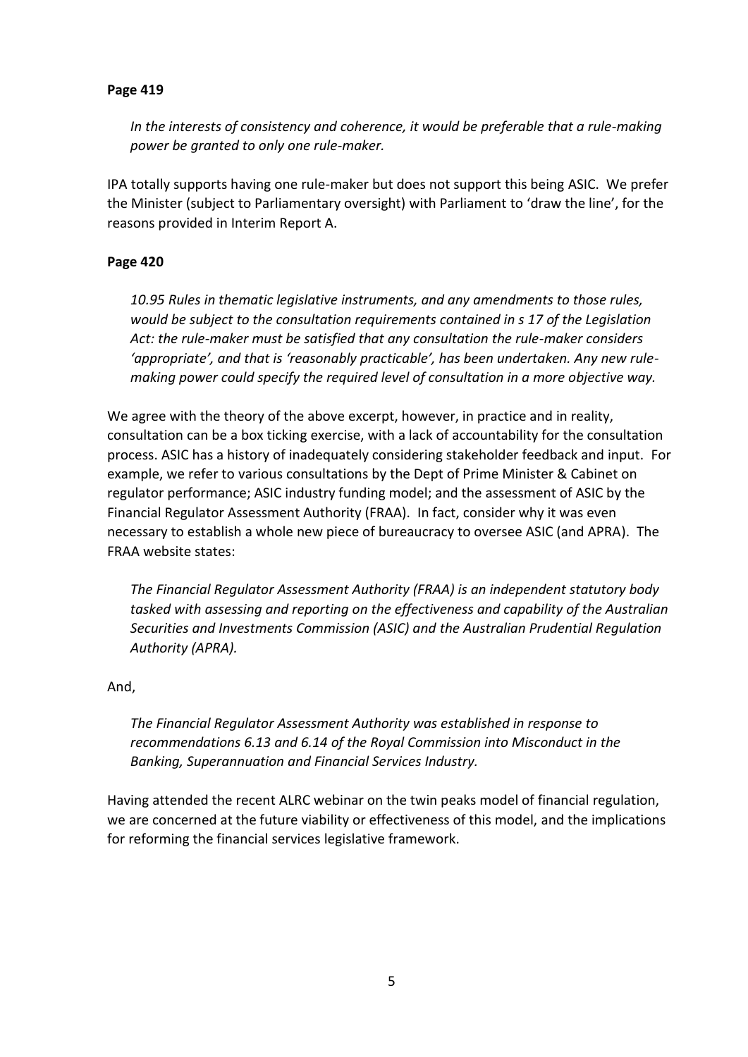**Page 419**

> *In the interests of consistency and coherence, it would be preferable that a rule-making power be granted to only one rule-maker.*

IPA totally supports having one rule-maker but does not support this being ASIC. We prefer the Minister (subject to Parliamentary oversight) with Parliament to 'draw the line', for the reasons provided in Interim Report A.

**Page 420**

> *10.95 Rules in thematic legislative instruments, and any amendments to those rules, would be subject to the consultation requirements contained in s 17 of the Legislation Act: the rule-maker must be satisfied that any consultation the rule-maker considers 'appropriate', and that is 'reasonably practicable', has been undertaken. Any new rule-making power could specify the required level of consultation in a more objective way.*

We agree with the theory of the above excerpt, however, in practice and in reality, consultation can be a box ticking exercise, with a lack of accountability for the consultation process. ASIC has a history of inadequately considering stakeholder feedback and input. For example, we refer to various consultations by the Dept of Prime Minister & Cabinet on regulator performance; ASIC industry funding model; and the assessment of ASIC by the Financial Regulator Assessment Authority (FRAA). In fact, consider why it was even necessary to establish a whole new piece of bureaucracy to oversee ASIC (and APRA). The FRAA website states:

> *The Financial Regulator Assessment Authority (FRAA) is an independent statutory body tasked with assessing and reporting on the effectiveness and capability of the Australian Securities and Investments Commission (ASIC) and the Australian Prudential Regulation Authority (APRA).*

And,

> *The Financial Regulator Assessment Authority was established in response to recommendations 6.13 and 6.14 of the Royal Commission into Misconduct in the Banking, Superannuation and Financial Services Industry.*

Having attended the recent ALRC webinar on the twin peaks model of financial regulation, we are concerned at the future viability or effectiveness of this model, and the implications for reforming the financial services legislative framework.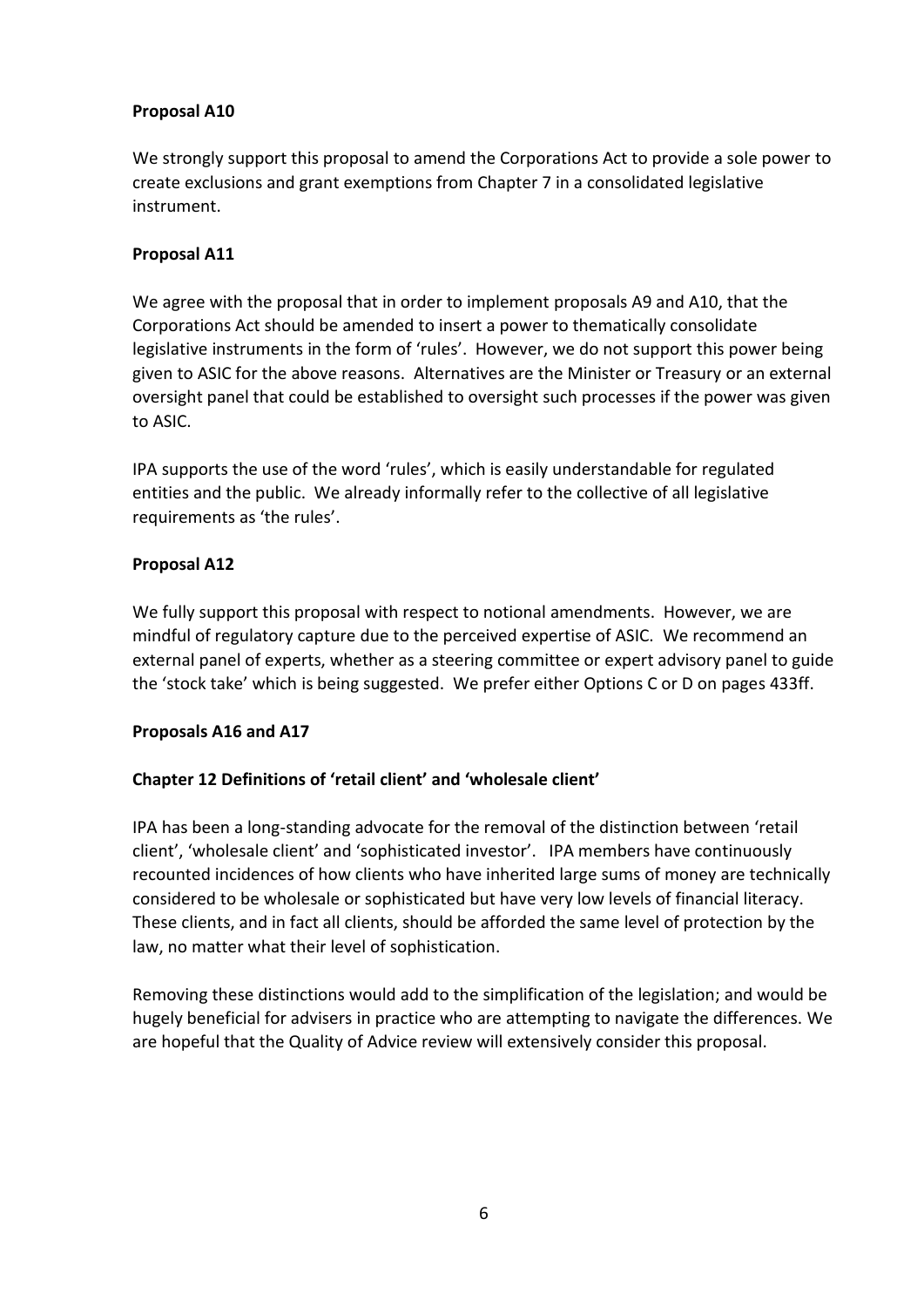**Proposal A10**

We strongly support this proposal to amend the Corporations Act to provide a sole power to create exclusions and grant exemptions from Chapter 7 in a consolidated legislative instrument.

**Proposal A11**

We agree with the proposal that in order to implement proposals A9 and A10, that the Corporations Act should be amended to insert a power to thematically consolidate legislative instruments in the form of 'rules'. However, we do not support this power being given to ASIC for the above reasons. Alternatives are the Minister or Treasury or an external oversight panel that could be established to oversight such processes if the power was given to ASIC.

IPA supports the use of the word 'rules', which is easily understandable for regulated entities and the public. We already informally refer to the collective of all legislative requirements as 'the rules'.

**Proposal A12**

We fully support this proposal with respect to notional amendments. However, we are mindful of regulatory capture due to the perceived expertise of ASIC. We recommend an external panel of experts, whether as a steering committee or expert advisory panel to guide the 'stock take' which is being suggested. We prefer either Options C or D on pages 433ff.

**Proposals A16 and A17**

**Chapter 12 Definitions of 'retail client' and 'wholesale client'**

IPA has been a long-standing advocate for the removal of the distinction between 'retail client', 'wholesale client' and 'sophisticated investor'. IPA members have continuously recounted incidences of how clients who have inherited large sums of money are technically considered to be wholesale or sophisticated but have very low levels of financial literacy. These clients, and in fact all clients, should be afforded the same level of protection by the law, no matter what their level of sophistication.

Removing these distinctions would add to the simplification of the legislation; and would be hugely beneficial for advisers in practice who are attempting to navigate the differences. We are hopeful that the Quality of Advice review will extensively consider this proposal.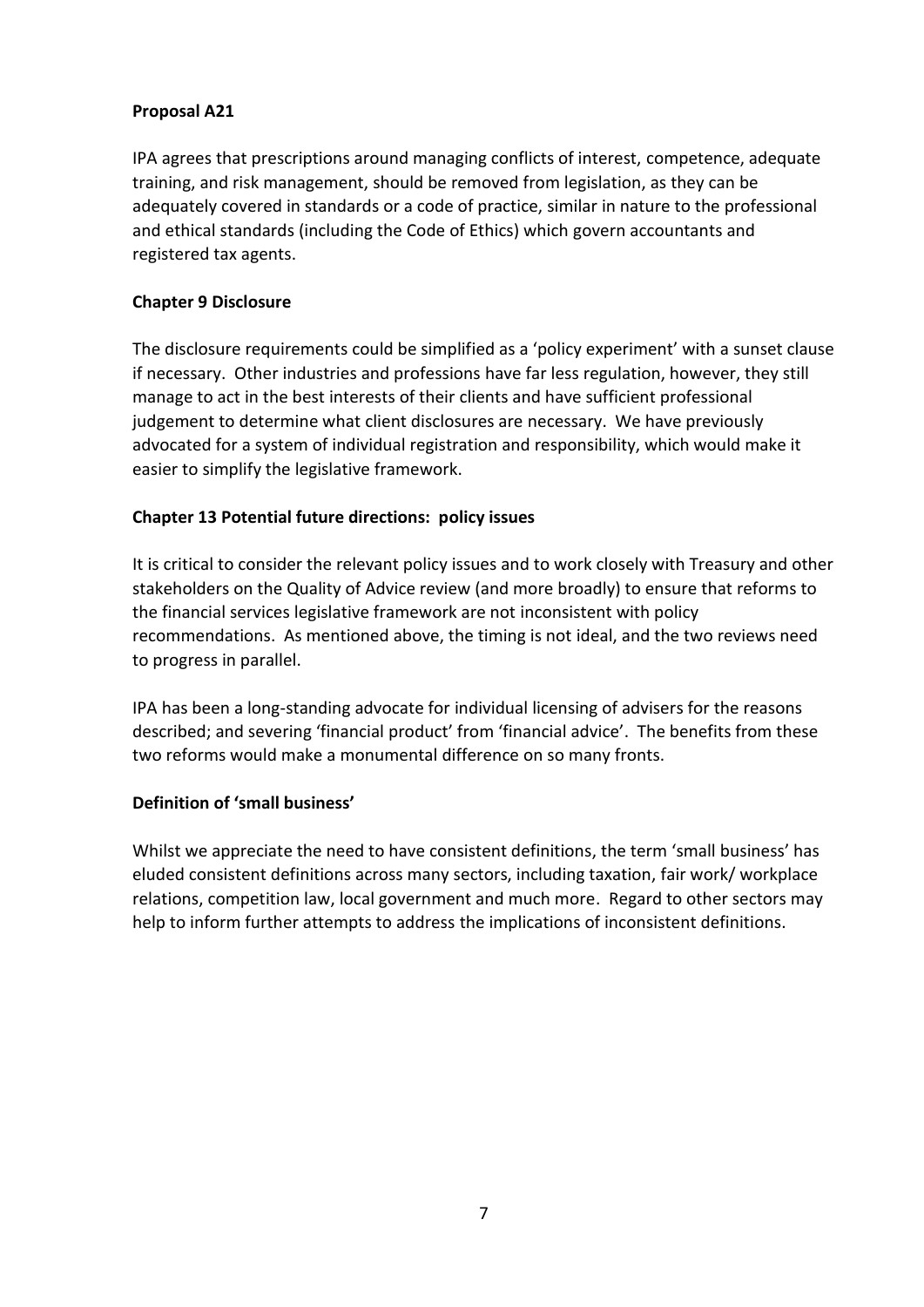**Proposal A21**

IPA agrees that prescriptions around managing conflicts of interest, competence, adequate training, and risk management, should be removed from legislation, as they can be adequately covered in standards or a code of practice, similar in nature to the professional and ethical standards (including the Code of Ethics) which govern accountants and registered tax agents.

**Chapter 9 Disclosure**

The disclosure requirements could be simplified as a 'policy experiment' with a sunset clause if necessary. Other industries and professions have far less regulation, however, they still manage to act in the best interests of their clients and have sufficient professional judgement to determine what client disclosures are necessary. We have previously advocated for a system of individual registration and responsibility, which would make it easier to simplify the legislative framework.

**Chapter 13 Potential future directions: policy issues**

It is critical to consider the relevant policy issues and to work closely with Treasury and other stakeholders on the Quality of Advice review (and more broadly) to ensure that reforms to the financial services legislative framework are not inconsistent with policy recommendations. As mentioned above, the timing is not ideal, and the two reviews need to progress in parallel.

IPA has been a long-standing advocate for individual licensing of advisers for the reasons described; and severing 'financial product' from 'financial advice'. The benefits from these two reforms would make a monumental difference on so many fronts.

**Definition of 'small business'**

Whilst we appreciate the need to have consistent definitions, the term 'small business' has eluded consistent definitions across many sectors, including taxation, fair work/ workplace relations, competition law, local government and much more. Regard to other sectors may help to inform further attempts to address the implications of inconsistent definitions.